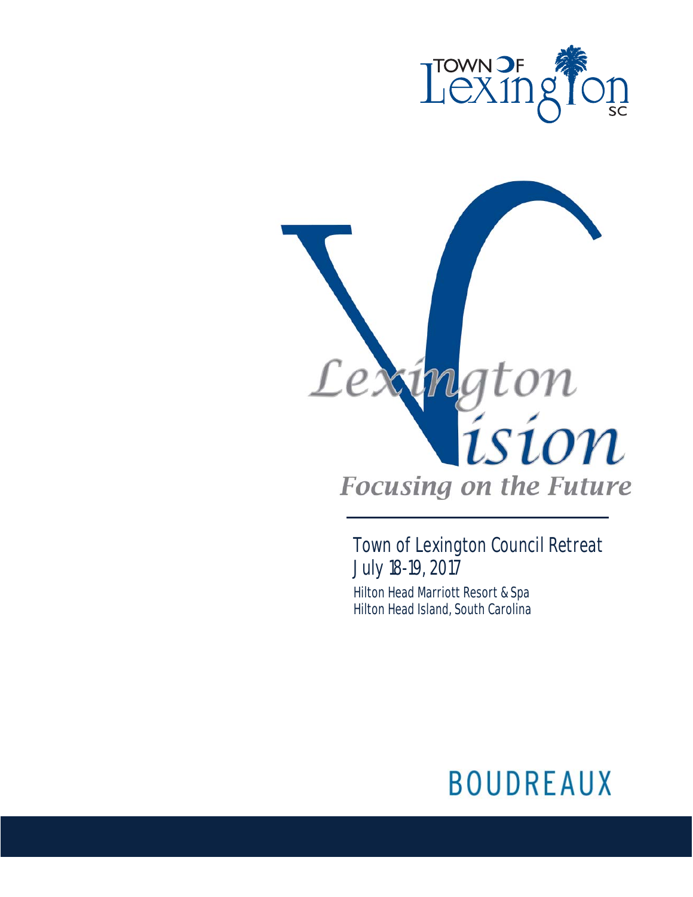TOWN OF Lexington SC

# Lexington Vision

*Focusing on the Future*

## Town of Lexington Council Retreat

July 18-19, 2017

Hilton Head Marriott Resort & Spa
Hilton Head Island, South Carolina

BOUDREAUX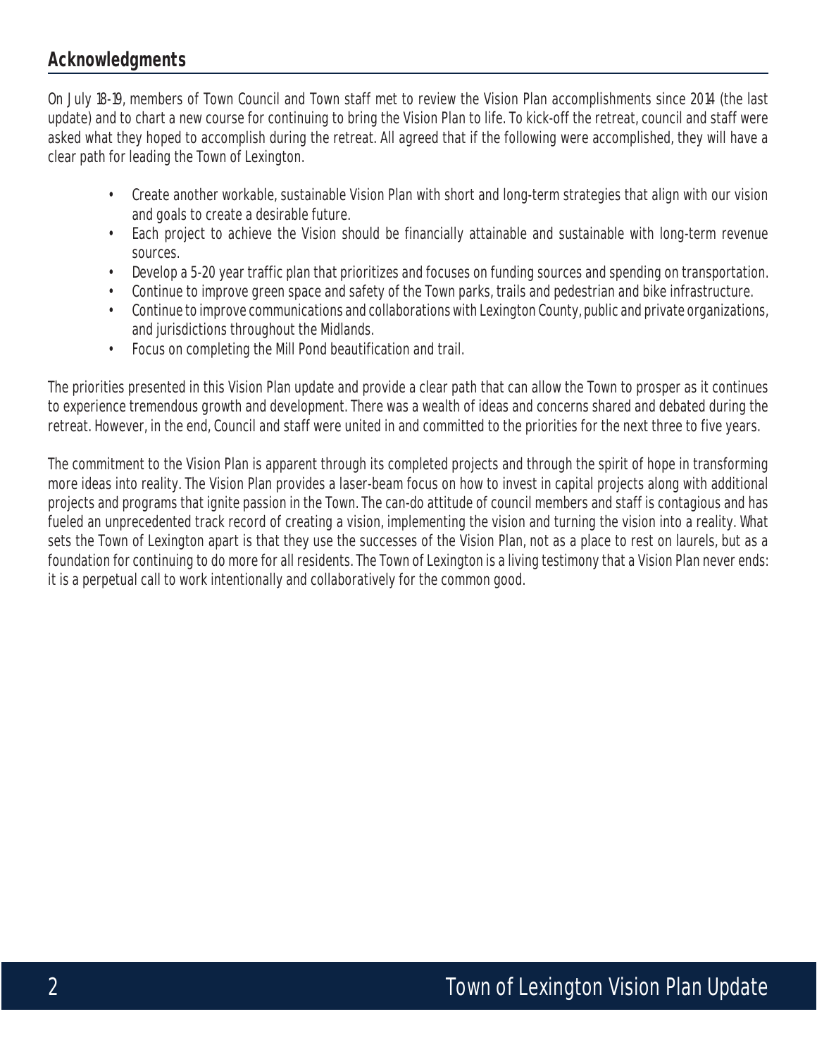## Acknowledgments

On July 18-19, members of Town Council and Town staff met to review the Vision Plan accomplishments since 2014 (the last update) and to chart a new course for continuing to bring the Vision Plan to life. To kick-off the retreat, council and staff were asked what they hoped to accomplish during the retreat. All agreed that if the following were accomplished, they will have a clear path for leading the Town of Lexington.

- Create another workable, sustainable Vision Plan with short and long-term strategies that align with our vision and goals to create a desirable future.
- Each project to achieve the Vision should be financially attainable and sustainable with long-term revenue sources.
- Develop a 5-20 year traffic plan that prioritizes and focuses on funding sources and spending on transportation.
- Continue to improve green space and safety of the Town parks, trails and pedestrian and bike infrastructure.
- Continue to improve communications and collaborations with Lexington County, public and private organizations, and jurisdictions throughout the Midlands.
- Focus on completing the Mill Pond beautification and trail.

The priorities presented in this Vision Plan update and provide a clear path that can allow the Town to prosper as it continues to experience tremendous growth and development. There was a wealth of ideas and concerns shared and debated during the retreat. However, in the end, Council and staff were united in and committed to the priorities for the next three to five years.

The commitment to the Vision Plan is apparent through its completed projects and through the spirit of hope in transforming more ideas into reality. The Vision Plan provides a laser-beam focus on how to invest in capital projects along with additional projects and programs that ignite passion in the Town. The can-do attitude of council members and staff is contagious and has fueled an unprecedented track record of creating a vision, implementing the vision and turning the vision into a reality. What sets the Town of Lexington apart is that they use the successes of the Vision Plan, not as a place to rest on laurels, but as a foundation for continuing to do more for all residents. The Town of Lexington is a living testimony that a Vision Plan never ends: it is a perpetual call to work intentionally and collaboratively for the common good.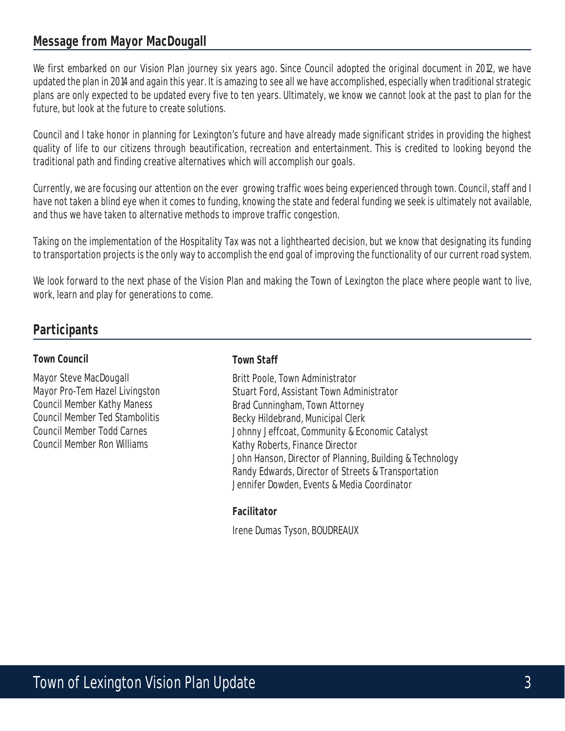## Message from Mayor MacDougall

We first embarked on our Vision Plan journey six years ago. Since Council adopted the original document in 2012, we have updated the plan in 2014 and again this year. It is amazing to see all we have accomplished, especially when traditional strategic plans are only expected to be updated every five to ten years. Ultimately, we know we cannot look at the past to plan for the future, but look at the future to create solutions.

Council and I take honor in planning for Lexington's future and have already made significant strides in providing the highest quality of life to our citizens through beautification, recreation and entertainment. This is credited to looking beyond the traditional path and finding creative alternatives which will accomplish our goals.

Currently, we are focusing our attention on the ever growing traffic woes being experienced through town. Council, staff and I have not taken a blind eye when it comes to funding, knowing the state and federal funding we seek is ultimately not available, and thus we have taken to alternative methods to improve traffic congestion.

Taking on the implementation of the Hospitality Tax was not a lighthearted decision, but we know that designating its funding to transportation projects is the only way to accomplish the end goal of improving the functionality of our current road system.

We look forward to the next phase of the Vision Plan and making the Town of Lexington the place where people want to live, work, learn and play for generations to come.

## Participants

**Town Council**

Mayor Steve MacDougall
Mayor Pro-Tem Hazel Livingston
Council Member Kathy Maness
Council Member Ted Stambolitis
Council Member Todd Carnes
Council Member Ron Williams

**Town Staff**

Britt Poole, Town Administrator
Stuart Ford, Assistant Town Administrator
Brad Cunningham, Town Attorney
Becky Hildebrand, Municipal Clerk
Johnny Jeffcoat, Community & Economic Catalyst
Kathy Roberts, Finance Director
John Hanson, Director of Planning, Building & Technology
Randy Edwards, Director of Streets & Transportation
Jennifer Dowden, Events & Media Coordinator

**Facilitator**

Irene Dumas Tyson, BOUDREAUX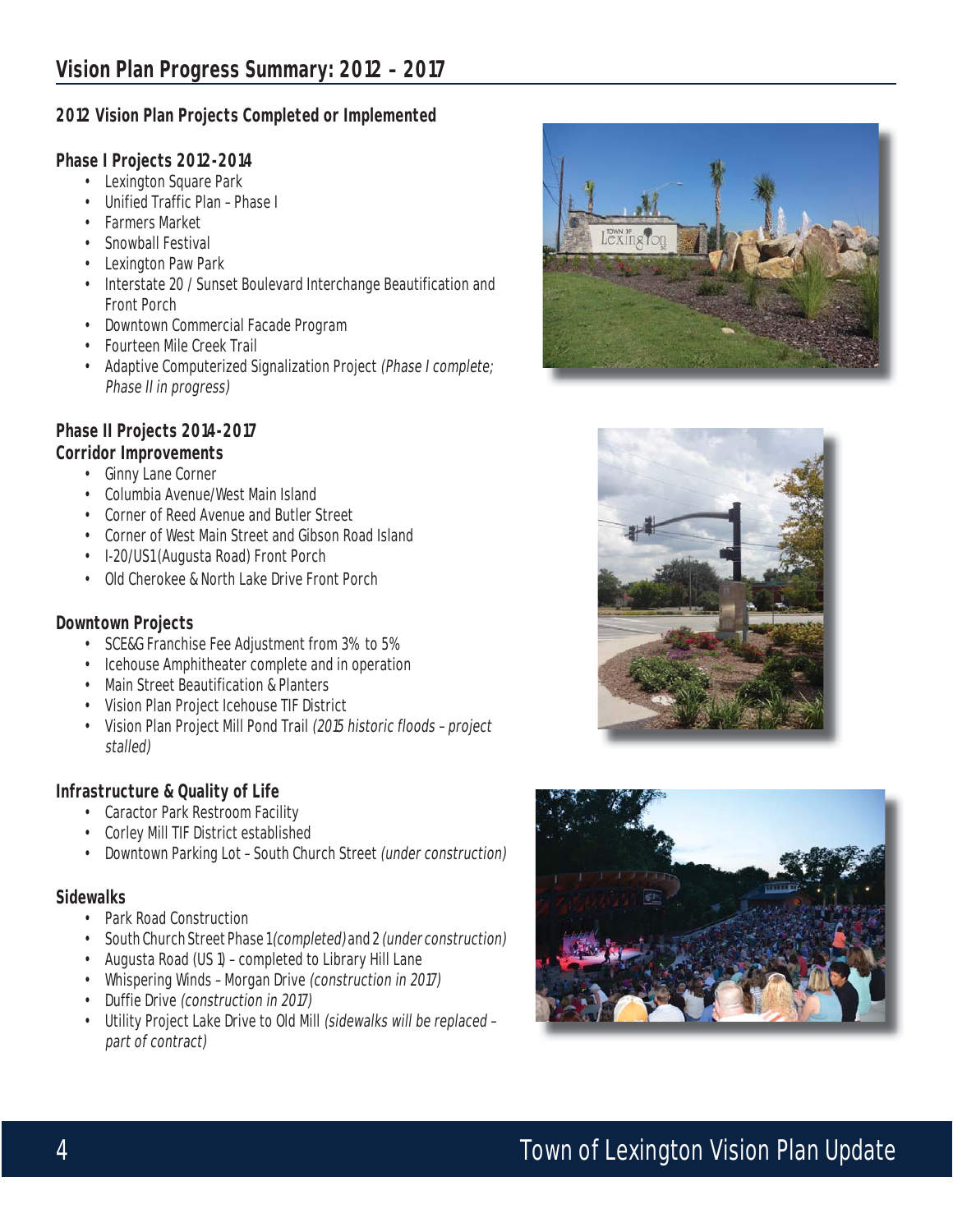# Vision Plan Progress Summary: 2012 – 2017

## 2012 Vision Plan Projects Completed or Implemented

### Phase I Projects 2012-2014

- Lexington Square Park
- Unified Traffic Plan – Phase I
- Farmers Market
- Snowball Festival
- Lexington Paw Park
- Interstate 20 / Sunset Boulevard Interchange Beautification and Front Porch
- Downtown Commercial Facade Program
- Fourteen Mile Creek Trail
- Adaptive Computerized Signalization Project *(Phase I complete; Phase II in progress)*

### Phase II Projects 2014-2017

### Corridor Improvements

- Ginny Lane Corner
- Columbia Avenue/West Main Island
- Corner of Reed Avenue and Butler Street
- Corner of West Main Street and Gibson Road Island
- I-20/US1 (Augusta Road) Front Porch
- Old Cherokee & North Lake Drive Front Porch

### Downtown Projects

- SCE&G Franchise Fee Adjustment from 3% to 5%
- Icehouse Amphitheater complete and in operation
- Main Street Beautification & Planters
- Vision Plan Project Icehouse TIF District
- Vision Plan Project Mill Pond Trail *(2015 historic floods – project stalled)*

### Infrastructure & Quality of Life

- Caractor Park Restroom Facility
- Corley Mill TIF District established
- Downtown Parking Lot – South Church Street *(under construction)*

### Sidewalks

- Park Road Construction
- South Church Street Phase 1 *(completed)* and 2 *(under construction)*
- Augusta Road (US 1) – completed to Library Hill Lane
- Whispering Winds – Morgan Drive *(construction in 2017)*
- Duffie Drive *(construction in 2017)*
- Utility Project Lake Drive to Old Mill *(sidewalks will be replaced – part of contract)*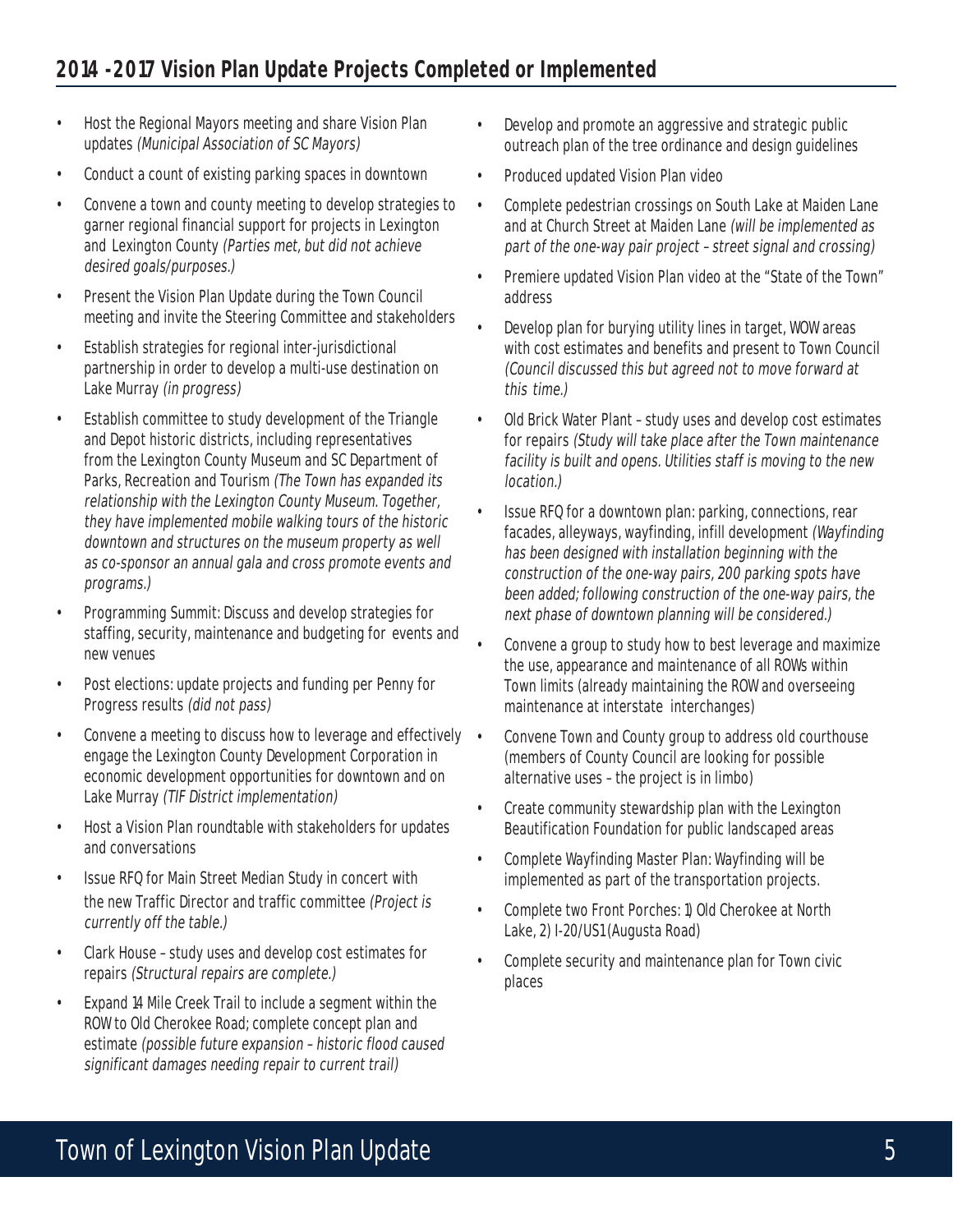## 2014 -2017 Vision Plan Update Projects Completed or Implemented

- Host the Regional Mayors meeting and share Vision Plan updates *(Municipal Association of SC Mayors)*
- Conduct a count of existing parking spaces in downtown
- Convene a town and county meeting to develop strategies to garner regional financial support for projects in Lexington and Lexington County *(Parties met, but did not achieve desired goals/purposes.)*
- Present the Vision Plan Update during the Town Council meeting and invite the Steering Committee and stakeholders
- Establish strategies for regional inter-jurisdictional partnership in order to develop a multi-use destination on Lake Murray *(in progress)*
- Establish committee to study development of the Triangle and Depot historic districts, including representatives from the Lexington County Museum and SC Department of Parks, Recreation and Tourism *(The Town has expanded its relationship with the Lexington County Museum. Together, they have implemented mobile walking tours of the historic downtown and structures on the museum property as well as co-sponsor an annual gala and cross promote events and programs.)*
- Programming Summit: Discuss and develop strategies for staffing, security, maintenance and budgeting for events and new venues
- Post elections: update projects and funding per Penny for Progress results *(did not pass)*
- Convene a meeting to discuss how to leverage and effectively engage the Lexington County Development Corporation in economic development opportunities for downtown and on Lake Murray *(TIF District implementation)*
- Host a Vision Plan roundtable with stakeholders for updates and conversations
- Issue RFQ for Main Street Median Study in concert with the new Traffic Director and traffic committee *(Project is currently off the table.)*
- Clark House – study uses and develop cost estimates for repairs *(Structural repairs are complete.)*
- Expand 14 Mile Creek Trail to include a segment within the ROW to Old Cherokee Road; complete concept plan and estimate *(possible future expansion – historic flood caused significant damages needing repair to current trail)*
- Develop and promote an aggressive and strategic public outreach plan of the tree ordinance and design guidelines
- Produced updated Vision Plan video
- Complete pedestrian crossings on South Lake at Maiden Lane and at Church Street at Maiden Lane *(will be implemented as part of the one-way pair project – street signal and crossing)*
- Premiere updated Vision Plan video at the "State of the Town" address
- Develop plan for burying utility lines in target, WOW areas with cost estimates and benefits and present to Town Council *(Council discussed this but agreed not to move forward at this time.)*
- Old Brick Water Plant – study uses and develop cost estimates for repairs *(Study will take place after the Town maintenance facility is built and opens. Utilities staff is moving to the new location.)*
- Issue RFQ for a downtown plan: parking, connections, rear facades, alleyways, wayfinding, infill development *(Wayfinding has been designed with installation beginning with the construction of the one-way pairs, 200 parking spots have been added; following construction of the one-way pairs, the next phase of downtown planning will be considered.)*
- Convene a group to study how to best leverage and maximize the use, appearance and maintenance of all ROWs within Town limits (already maintaining the ROW and overseeing maintenance at interstate interchanges)
- Convene Town and County group to address old courthouse (members of County Council are looking for possible alternative uses – the project is in limbo)
- Create community stewardship plan with the Lexington Beautification Foundation for public landscaped areas
- Complete Wayfinding Master Plan: Wayfinding will be implemented as part of the transportation projects.
- Complete two Front Porches: 1) Old Cherokee at North Lake, 2) I-20/US1 (Augusta Road)
- Complete security and maintenance plan for Town civic places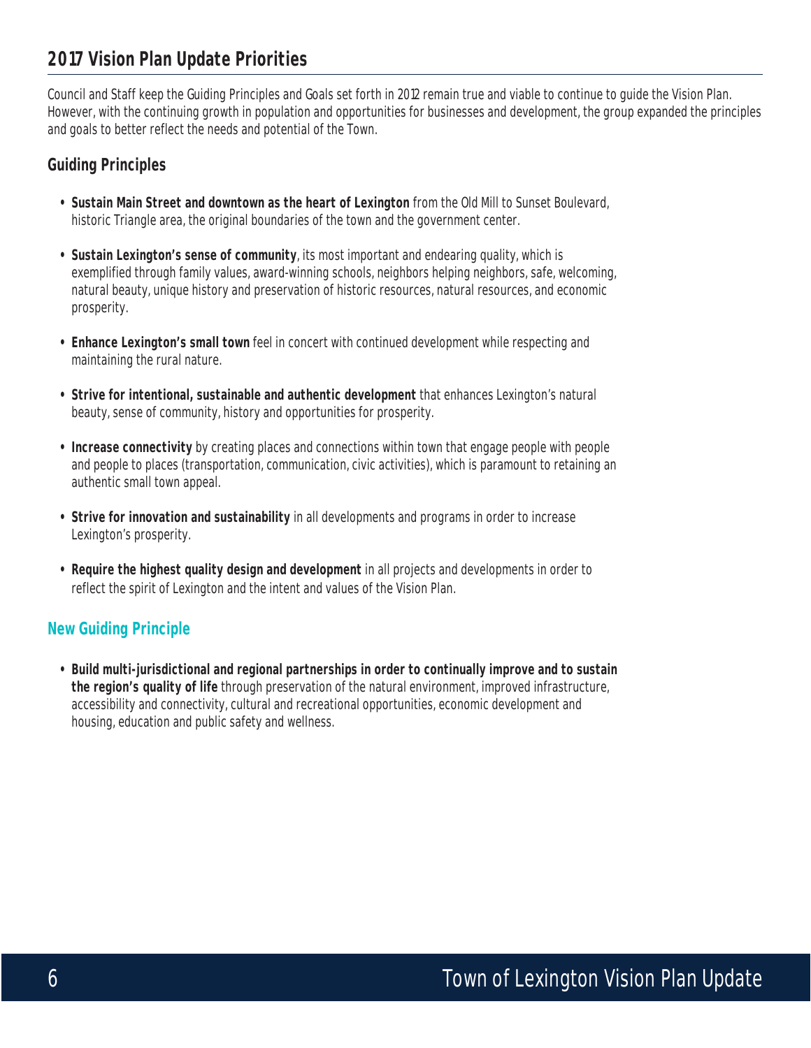## 2017 Vision Plan Update Priorities

Council and Staff keep the Guiding Principles and Goals set forth in 2012 remain true and viable to continue to guide the Vision Plan. However, with the continuing growth in population and opportunities for businesses and development, the group expanded the principles and goals to better reflect the needs and potential of the Town.

### Guiding Principles

- **Sustain Main Street and downtown as the heart of Lexington** from the Old Mill to Sunset Boulevard, historic Triangle area, the original boundaries of the town and the government center.
- **Sustain Lexington's sense of community**, its most important and endearing quality, which is exemplified through family values, award-winning schools, neighbors helping neighbors, safe, welcoming, natural beauty, unique history and preservation of historic resources, natural resources, and economic prosperity.
- **Enhance Lexington's small town** feel in concert with continued development while respecting and maintaining the rural nature.
- **Strive for intentional, sustainable and authentic development** that enhances Lexington's natural beauty, sense of community, history and opportunities for prosperity.
- **Increase connectivity** by creating places and connections within town that engage people with people and people to places (transportation, communication, civic activities), which is paramount to retaining an authentic small town appeal.
- **Strive for innovation and sustainability** in all developments and programs in order to increase Lexington's prosperity.
- **Require the highest quality design and development** in all projects and developments in order to reflect the spirit of Lexington and the intent and values of the Vision Plan.

### New Guiding Principle

- **Build multi-jurisdictional and regional partnerships in order to continually improve and to sustain the region's quality of life** through preservation of the natural environment, improved infrastructure, accessibility and connectivity, cultural and recreational opportunities, economic development and housing, education and public safety and wellness.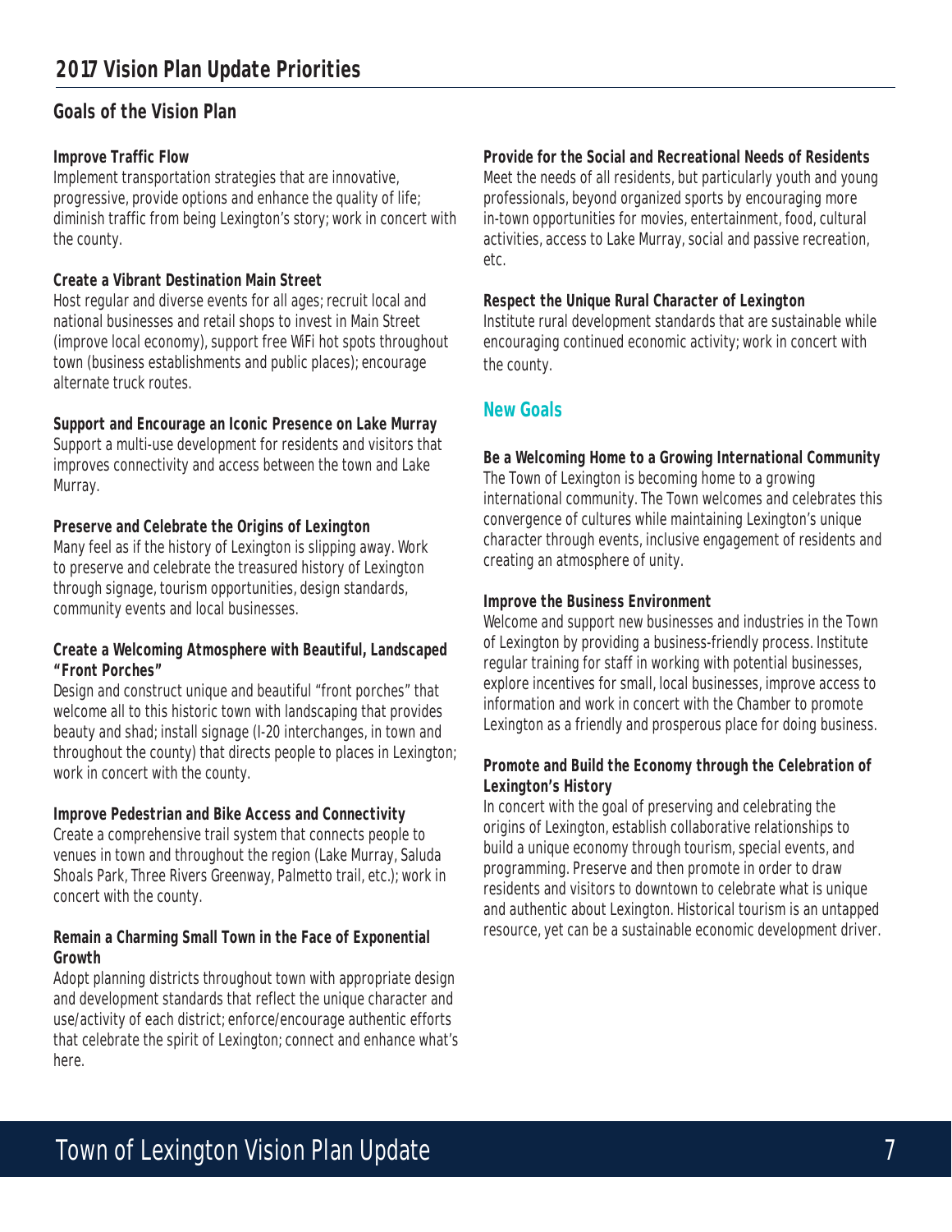# 2017 Vision Plan Update Priorities

## Goals of the Vision Plan

**Improve Traffic Flow**
Implement transportation strategies that are innovative, progressive, provide options and enhance the quality of life; diminish traffic from being Lexington's story; work in concert with the county.

**Create a Vibrant Destination Main Street**
Host regular and diverse events for all ages; recruit local and national businesses and retail shops to invest in Main Street (improve local economy), support free WiFi hot spots throughout town (business establishments and public places); encourage alternate truck routes.

**Support and Encourage an Iconic Presence on Lake Murray**
Support a multi-use development for residents and visitors that improves connectivity and access between the town and Lake Murray.

**Preserve and Celebrate the Origins of Lexington**
Many feel as if the history of Lexington is slipping away. Work to preserve and celebrate the treasured history of Lexington through signage, tourism opportunities, design standards, community events and local businesses.

**Create a Welcoming Atmosphere with Beautiful, Landscaped "Front Porches"**
Design and construct unique and beautiful "front porches" that welcome all to this historic town with landscaping that provides beauty and shad; install signage (I-20 interchanges, in town and throughout the county) that directs people to places in Lexington; work in concert with the county.

**Improve Pedestrian and Bike Access and Connectivity**
Create a comprehensive trail system that connects people to venues in town and throughout the region (Lake Murray, Saluda Shoals Park, Three Rivers Greenway, Palmetto trail, etc.); work in concert with the county.

**Remain a Charming Small Town in the Face of Exponential Growth**
Adopt planning districts throughout town with appropriate design and development standards that reflect the unique character and use/activity of each district; enforce/encourage authentic efforts that celebrate the spirit of Lexington; connect and enhance what's here.

**Provide for the Social and Recreational Needs of Residents**
Meet the needs of all residents, but particularly youth and young professionals, beyond organized sports by encouraging more in-town opportunities for movies, entertainment, food, cultural activities, access to Lake Murray, social and passive recreation, etc.

**Respect the Unique Rural Character of Lexington**
Institute rural development standards that are sustainable while encouraging continued economic activity; work in concert with the county.

## New Goals

**Be a Welcoming Home to a Growing International Community**
The Town of Lexington is becoming home to a growing international community. The Town welcomes and celebrates this convergence of cultures while maintaining Lexington's unique character through events, inclusive engagement of residents and creating an atmosphere of unity.

**Improve the Business Environment**
Welcome and support new businesses and industries in the Town of Lexington by providing a business-friendly process. Institute regular training for staff in working with potential businesses, explore incentives for small, local businesses, improve access to information and work in concert with the Chamber to promote Lexington as a friendly and prosperous place for doing business.

**Promote and Build the Economy through the Celebration of Lexington's History**
In concert with the goal of preserving and celebrating the origins of Lexington, establish collaborative relationships to build a unique economy through tourism, special events, and programming. Preserve and then promote in order to draw residents and visitors to downtown to celebrate what is unique and authentic about Lexington. Historical tourism is an untapped resource, yet can be a sustainable economic development driver.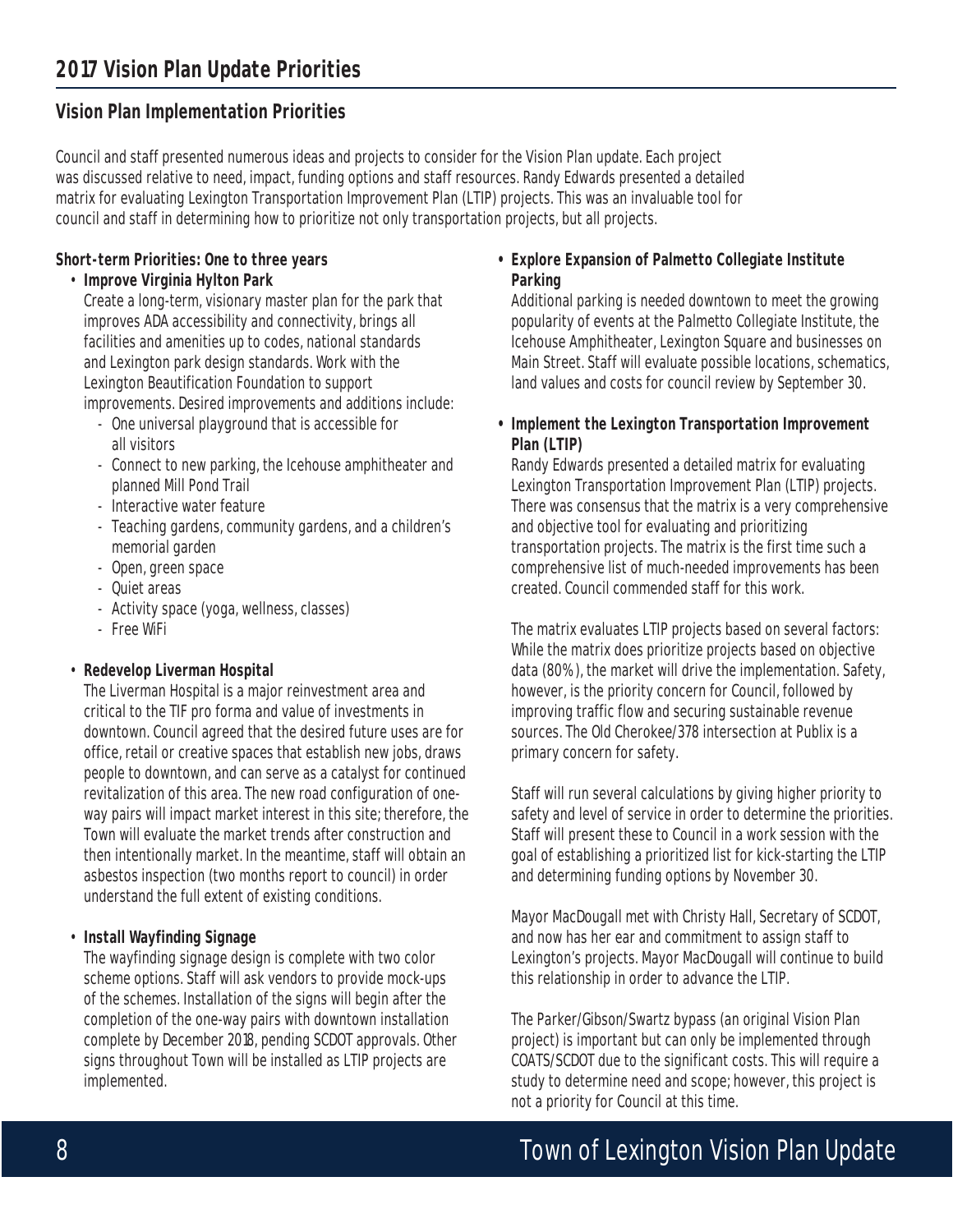# 2017 Vision Plan Update Priorities

## Vision Plan Implementation Priorities

Council and staff presented numerous ideas and projects to consider for the Vision Plan update. Each project was discussed relative to need, impact, funding options and staff resources. Randy Edwards presented a detailed matrix for evaluating Lexington Transportation Improvement Plan (LTIP) projects. This was an invaluable tool for council and staff in determining how to prioritize not only transportation projects, but all projects.

### Short-term Priorities: One to three years

- **Improve Virginia Hylton Park**

  Create a long-term, visionary master plan for the park that improves ADA accessibility and connectivity, brings all facilities and amenities up to codes, national standards and Lexington park design standards. Work with the Lexington Beautification Foundation to support improvements. Desired improvements and additions include:
  - One universal playground that is accessible for all visitors
  - Connect to new parking, the Icehouse amphitheater and planned Mill Pond Trail
  - Interactive water feature
  - Teaching gardens, community gardens, and a children's memorial garden
  - Open, green space
  - Quiet areas
  - Activity space (yoga, wellness, classes)
  - Free WiFi

- **Redevelop Liverman Hospital**

  The Liverman Hospital is a major reinvestment area and critical to the TIF pro forma and value of investments in downtown. Council agreed that the desired future uses are for office, retail or creative spaces that establish new jobs, draws people to downtown, and can serve as a catalyst for continued revitalization of this area. The new road configuration of one-way pairs will impact market interest in this site; therefore, the Town will evaluate the market trends after construction and then intentionally market. In the meantime, staff will obtain an asbestos inspection (two months report to council) in order understand the full extent of existing conditions.

- **Install Wayfinding Signage**

  The wayfinding signage design is complete with two color scheme options. Staff will ask vendors to provide mock-ups of the schemes. Installation of the signs will begin after the completion of the one-way pairs with downtown installation complete by December 2018, pending SCDOT approvals. Other signs throughout Town will be installed as LTIP projects are implemented.

- **Explore Expansion of Palmetto Collegiate Institute Parking**

  Additional parking is needed downtown to meet the growing popularity of events at the Palmetto Collegiate Institute, the Icehouse Amphitheater, Lexington Square and businesses on Main Street. Staff will evaluate possible locations, schematics, land values and costs for council review by September 30.

- **Implement the Lexington Transportation Improvement Plan (LTIP)**

  Randy Edwards presented a detailed matrix for evaluating Lexington Transportation Improvement Plan (LTIP) projects. There was consensus that the matrix is a very comprehensive and objective tool for evaluating and prioritizing transportation projects. The matrix is the first time such a comprehensive list of much-needed improvements has been created. Council commended staff for this work.

  The matrix evaluates LTIP projects based on several factors: While the matrix does prioritize projects based on objective data (80%), the market will drive the implementation. Safety, however, is the priority concern for Council, followed by improving traffic flow and securing sustainable revenue sources. The Old Cherokee/378 intersection at Publix is a primary concern for safety.

  Staff will run several calculations by giving higher priority to safety and level of service in order to determine the priorities. Staff will present these to Council in a work session with the goal of establishing a prioritized list for kick-starting the LTIP and determining funding options by November 30.

  Mayor MacDougall met with Christy Hall, Secretary of SCDOT, and now has her ear and commitment to assign staff to Lexington's projects. Mayor MacDougall will continue to build this relationship in order to advance the LTIP.

  The Parker/Gibson/Swartz bypass (an original Vision Plan project) is important but can only be implemented through COATS/SCDOT due to the significant costs. This will require a study to determine need and scope; however, this project is not a priority for Council at this time.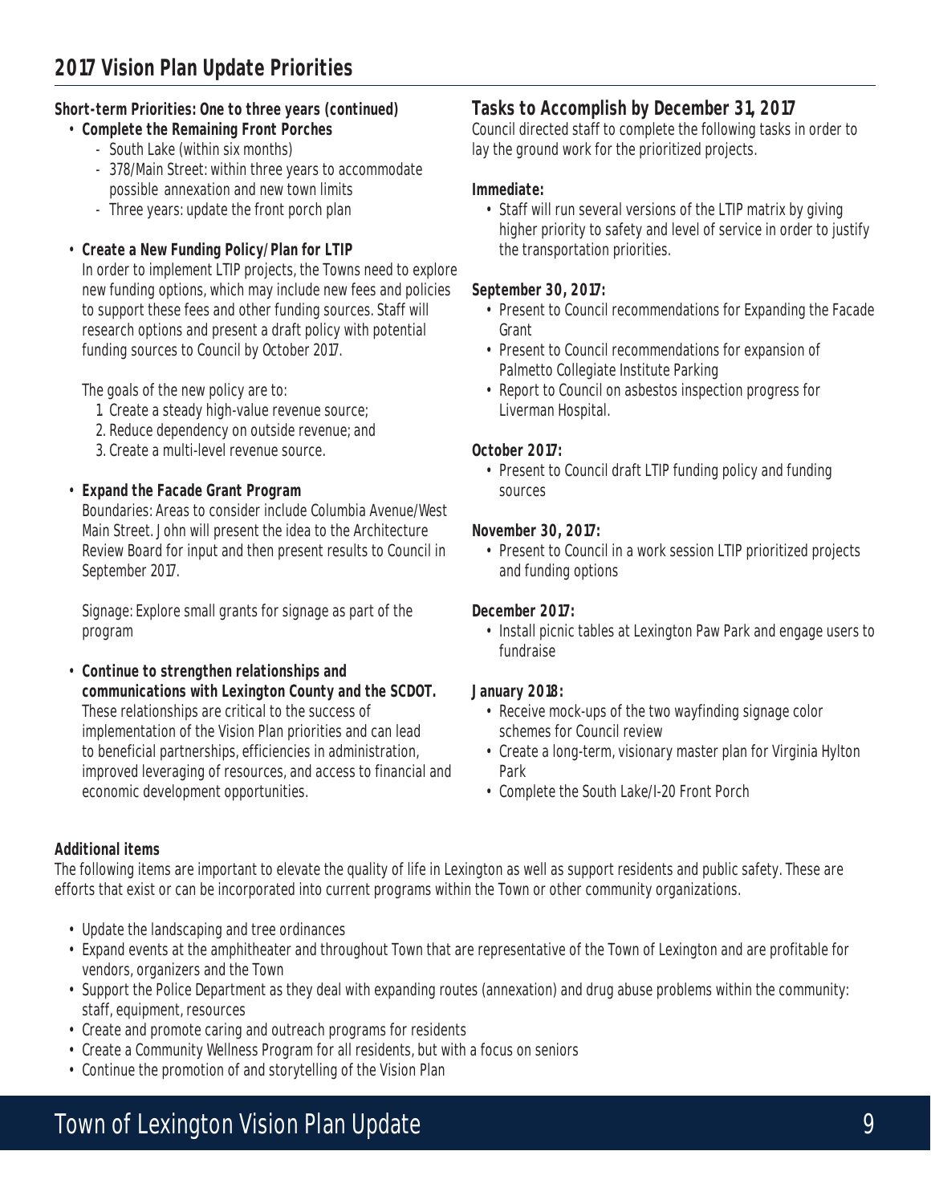## 2017 Vision Plan Update Priorities

**Short-term Priorities: One to three years (continued)**

- **Complete the Remaining Front Porches**
  - South Lake (within six months)
  - 378/Main Street: within three years to accommodate possible annexation and new town limits
  - Three years: update the front porch plan

- **Create a New Funding Policy/Plan for LTIP**

  In order to implement LTIP projects, the Towns need to explore new funding options, which may include new fees and policies to support these fees and other funding sources. Staff will research options and present a draft policy with potential funding sources to Council by October 2017.

  The goals of the new policy are to:

  1. Create a steady high-value revenue source;
  2. Reduce dependency on outside revenue; and
  3. Create a multi-level revenue source.

- **Expand the Facade Grant Program**

  Boundaries: Areas to consider include Columbia Avenue/West Main Street. John will present the idea to the Architecture Review Board for input and then present results to Council in September 2017.

  Signage: Explore small grants for signage as part of the program

- **Continue to strengthen relationships and communications with Lexington County and the SCDOT.**

  These relationships are critical to the success of implementation of the Vision Plan priorities and can lead to beneficial partnerships, efficiencies in administration, improved leveraging of resources, and access to financial and economic development opportunities.

### Tasks to Accomplish by December 31, 2017

Council directed staff to complete the following tasks in order to lay the ground work for the prioritized projects.

**Immediate:**

- Staff will run several versions of the LTIP matrix by giving higher priority to safety and level of service in order to justify the transportation priorities.

**September 30, 2017:**

- Present to Council recommendations for Expanding the Facade Grant
- Present to Council recommendations for expansion of Palmetto Collegiate Institute Parking
- Report to Council on asbestos inspection progress for Liverman Hospital.

**October 2017:**

- Present to Council draft LTIP funding policy and funding sources

**November 30, 2017:**

- Present to Council in a work session LTIP prioritized projects and funding options

**December 2017:**

- Install picnic tables at Lexington Paw Park and engage users to fundraise

**January 2018:**

- Receive mock-ups of the two wayfinding signage color schemes for Council review
- Create a long-term, visionary master plan for Virginia Hylton Park
- Complete the South Lake/I-20 Front Porch

**Additional items**

The following items are important to elevate the quality of life in Lexington as well as support residents and public safety. These are efforts that exist or can be incorporated into current programs within the Town or other community organizations.

- Update the landscaping and tree ordinances
- Expand events at the amphitheater and throughout Town that are representative of the Town of Lexington and are profitable for vendors, organizers and the Town
- Support the Police Department as they deal with expanding routes (annexation) and drug abuse problems within the community: staff, equipment, resources
- Create and promote caring and outreach programs for residents
- Create a Community Wellness Program for all residents, but with a focus on seniors
- Continue the promotion of and storytelling of the Vision Plan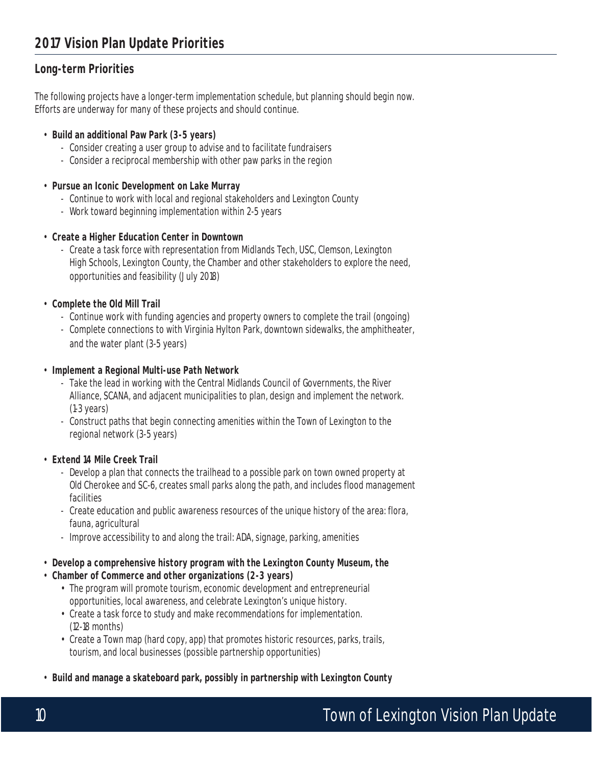## 2017 Vision Plan Update Priorities

### Long-term Priorities

The following projects have a longer-term implementation schedule, but planning should begin now. Efforts are underway for many of these projects and should continue.

- **Build an additional Paw Park (3-5 years)**
  - Consider creating a user group to advise and to facilitate fundraisers
  - Consider a reciprocal membership with other paw parks in the region
- **Pursue an Iconic Development on Lake Murray**
  - Continue to work with local and regional stakeholders and Lexington County
  - Work toward beginning implementation within 2-5 years
- **Create a Higher Education Center in Downtown**
  - Create a task force with representation from Midlands Tech, USC, Clemson, Lexington High Schools, Lexington County, the Chamber and other stakeholders to explore the need, opportunities and feasibility (July 2018)
- **Complete the Old Mill Trail**
  - Continue work with funding agencies and property owners to complete the trail (ongoing)
  - Complete connections to with Virginia Hylton Park, downtown sidewalks, the amphitheater, and the water plant (3-5 years)
- **Implement a Regional Multi-use Path Network**
  - Take the lead in working with the Central Midlands Council of Governments, the River Alliance, SCANA, and adjacent municipalities to plan, design and implement the network. (1-3 years)
  - Construct paths that begin connecting amenities within the Town of Lexington to the regional network (3-5 years)
- **Extend 14 Mile Creek Trail**
  - Develop a plan that connects the trailhead to a possible park on town owned property at Old Cherokee and SC-6, creates small parks along the path, and includes flood management facilities
  - Create education and public awareness resources of the unique history of the area: flora, fauna, agricultural
  - Improve accessibility to and along the trail: ADA, signage, parking, amenities
- **Develop a comprehensive history program with the Lexington County Museum, the**
- **Chamber of Commerce and other organizations (2-3 years)**
  - The program will promote tourism, economic development and entrepreneurial opportunities, local awareness, and celebrate Lexington's unique history.
  - Create a task force to study and make recommendations for implementation. (12-18 months)
  - Create a Town map (hard copy, app) that promotes historic resources, parks, trails, tourism, and local businesses (possible partnership opportunities)
- **Build and manage a skateboard park, possibly in partnership with Lexington County**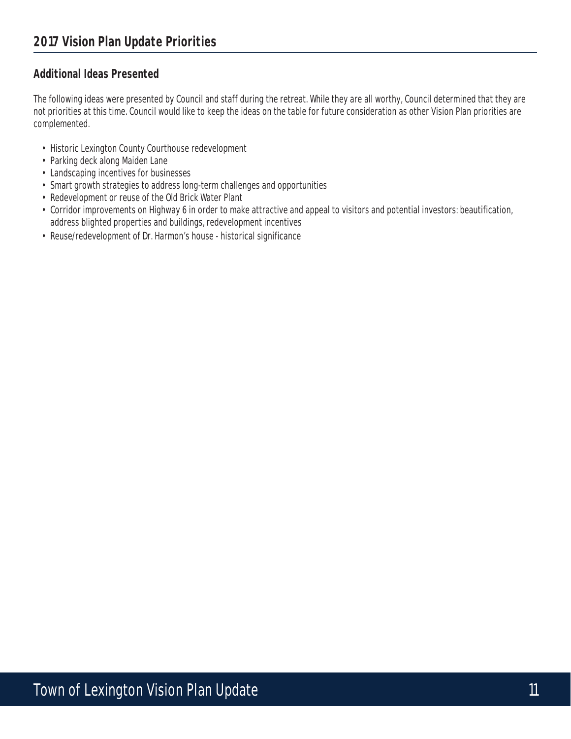## 2017 Vision Plan Update Priorities

### Additional Ideas Presented

The following ideas were presented by Council and staff during the retreat. While they are all worthy, Council determined that they are not priorities at this time. Council would like to keep the ideas on the table for future consideration as other Vision Plan priorities are complemented.

- Historic Lexington County Courthouse redevelopment
- Parking deck along Maiden Lane
- Landscaping incentives for businesses
- Smart growth strategies to address long-term challenges and opportunities
- Redevelopment or reuse of the Old Brick Water Plant
- Corridor improvements on Highway 6 in order to make attractive and appeal to visitors and potential investors: beautification, address blighted properties and buildings, redevelopment incentives
- Reuse/redevelopment of Dr. Harmon's house - historical significance